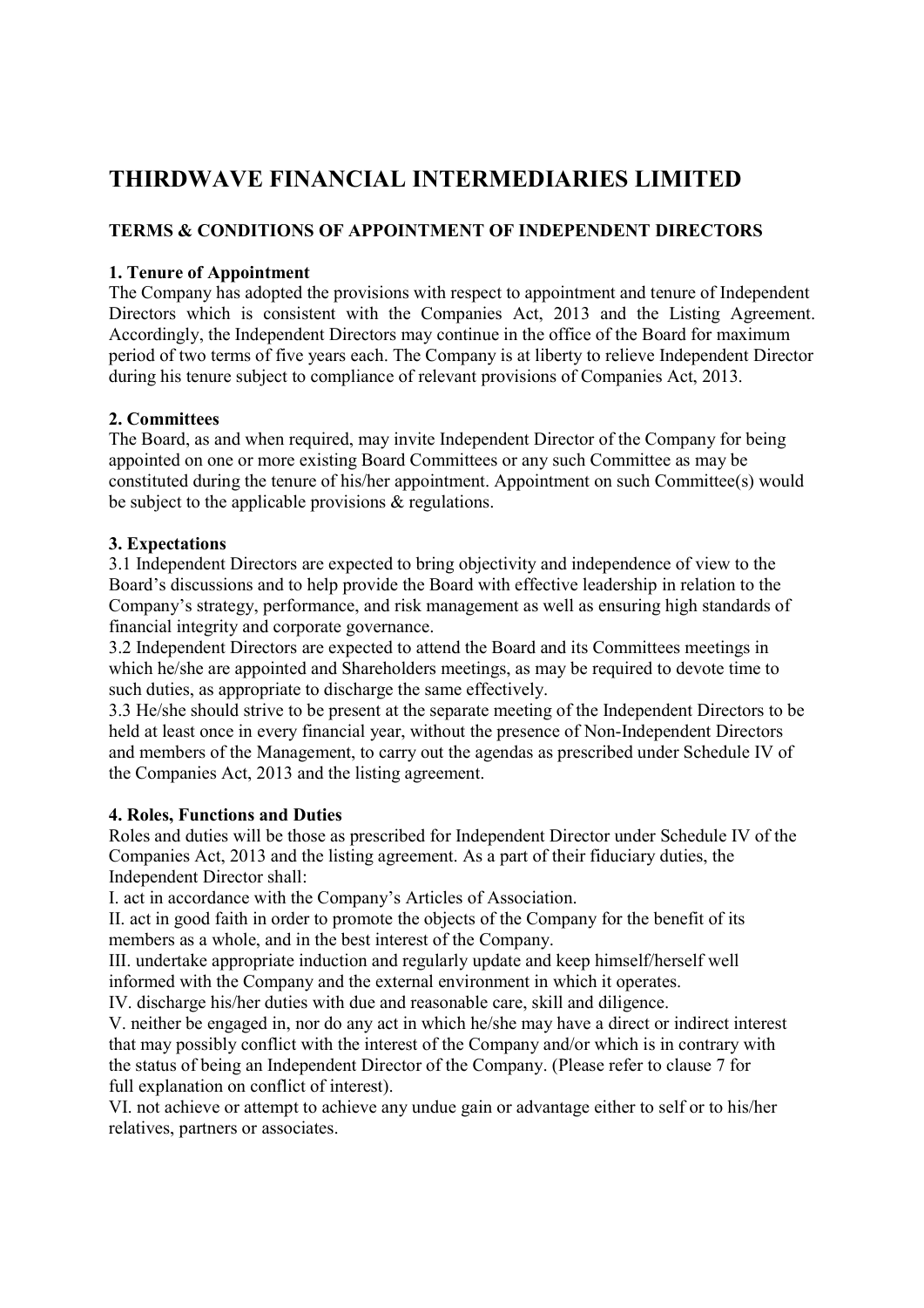# THIRDWAVE FINANCIAL INTERMEDIARIES LIMITED

## TERMS & CONDITIONS OF APPOINTMENT OF INDEPENDENT DIRECTORS

### 1. Tenure of Appointment

The Company has adopted the provisions with respect to appointment and tenure of Independent Directors which is consistent with the Companies Act, 2013 and the Listing Agreement. Accordingly, the Independent Directors may continue in the office of the Board for maximum period of two terms of five years each. The Company is at liberty to relieve Independent Director during his tenure subject to compliance of relevant provisions of Companies Act, 2013.

### 2. Committees

The Board, as and when required, may invite Independent Director of the Company for being appointed on one or more existing Board Committees or any such Committee as may be constituted during the tenure of his/her appointment. Appointment on such Committee(s) would be subject to the applicable provisions & regulations.

### 3. Expectations

3.1 Independent Directors are expected to bring objectivity and independence of view to the Board's discussions and to help provide the Board with effective leadership in relation to the Company's strategy, performance, and risk management as well as ensuring high standards of financial integrity and corporate governance.

3.2 Independent Directors are expected to attend the Board and its Committees meetings in which he/she are appointed and Shareholders meetings, as may be required to devote time to such duties, as appropriate to discharge the same effectively.

3.3 He/she should strive to be present at the separate meeting of the Independent Directors to be held at least once in every financial year, without the presence of Non-Independent Directors and members of the Management, to carry out the agendas as prescribed under Schedule IV of the Companies Act, 2013 and the listing agreement.

### 4. Roles, Functions and Duties

Roles and duties will be those as prescribed for Independent Director under Schedule IV of the Companies Act, 2013 and the listing agreement. As a part of their fiduciary duties, the Independent Director shall:

I. act in accordance with the Company's Articles of Association.

II. act in good faith in order to promote the objects of the Company for the benefit of its members as a whole, and in the best interest of the Company.

III. undertake appropriate induction and regularly update and keep himself/herself well informed with the Company and the external environment in which it operates.

IV. discharge his/her duties with due and reasonable care, skill and diligence.

V. neither be engaged in, nor do any act in which he/she may have a direct or indirect interest that may possibly conflict with the interest of the Company and/or which is in contrary with the status of being an Independent Director of the Company. (Please refer to clause 7 for full explanation on conflict of interest).

VI. not achieve or attempt to achieve any undue gain or advantage either to self or to his/her relatives, partners or associates.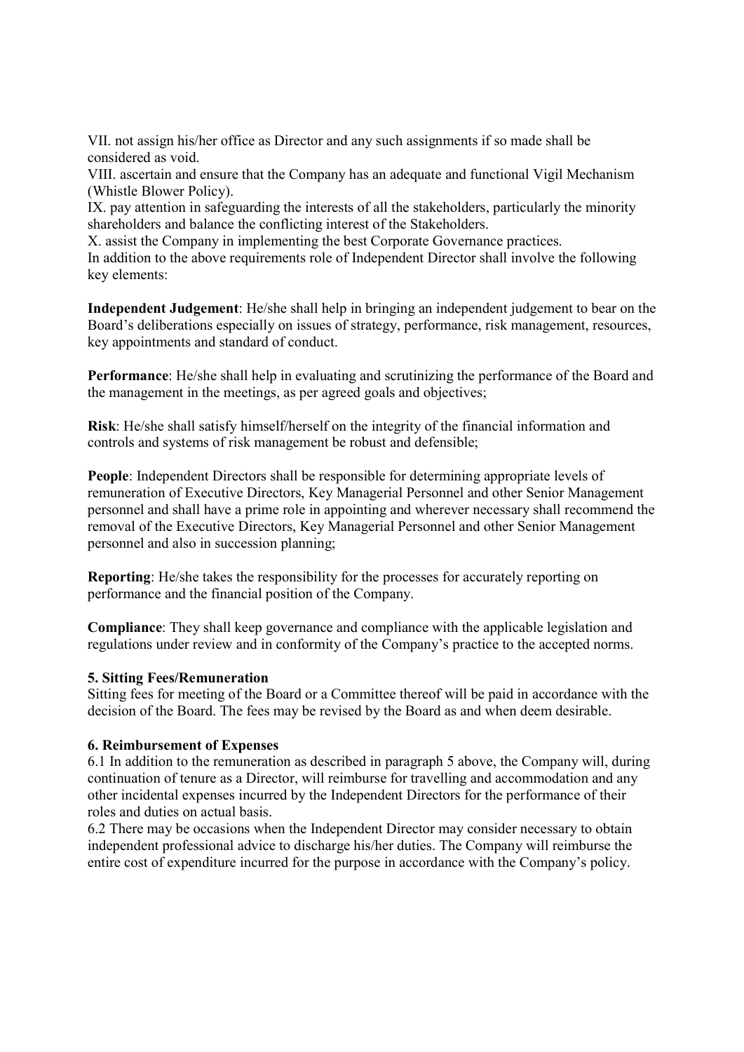VII. not assign his/her office as Director and any such assignments if so made shall be considered as void.

VIII. ascertain and ensure that the Company has an adequate and functional Vigil Mechanism (Whistle Blower Policy).

IX. pay attention in safeguarding the interests of all the stakeholders, particularly the minority shareholders and balance the conflicting interest of the Stakeholders.

X. assist the Company in implementing the best Corporate Governance practices.

In addition to the above requirements role of Independent Director shall involve the following key elements:

**Independent Judgement**: He/she shall help in bringing an independent judgement to bear on the Board's deliberations especially on issues of strategy, performance, risk management, resources, key appointments and standard of conduct.

**Performance**: He/she shall help in evaluating and scrutinizing the performance of the Board and the management in the meetings, as per agreed goals and objectives;

**Risk**: He/she shall satisfy himself/herself on the integrity of the financial information and controls and systems of risk management be robust and defensible;

**People**: Independent Directors shall be responsible for determining appropriate levels of remuneration of Executive Directors, Key Managerial Personnel and other Senior Management personnel and shall have a prime role in appointing and wherever necessary shall recommend the removal of the Executive Directors, Key Managerial Personnel and other Senior Management personnel and also in succession planning;

**Reporting**: He/she takes the responsibility for the processes for accurately reporting on performance and the financial position of the Company.

**Compliance**: They shall keep governance and compliance with the applicable legislation and regulations under review and in conformity of the Company's practice to the accepted norms.

#### 5. Sitting Fees/Remuneration

Sitting fees for meeting of the Board or a Committee thereof will be paid in accordance with the decision of the Board. The fees may be revised by the Board as and when deem desirable.

#### 6. Reimbursement of Expenses

6.1 In addition to the remuneration as described in paragraph 5 above, the Company will, during continuation of tenure as a Director, will reimburse for travelling and accommodation and any other incidental expenses incurred by the Independent Directors for the performance of their roles and duties on actual basis.

6.2 There may be occasions when the Independent Director may consider necessary to obtain independent professional advice to discharge his/her duties. The Company will reimburse the entire cost of expenditure incurred for the purpose in accordance with the Company's policy.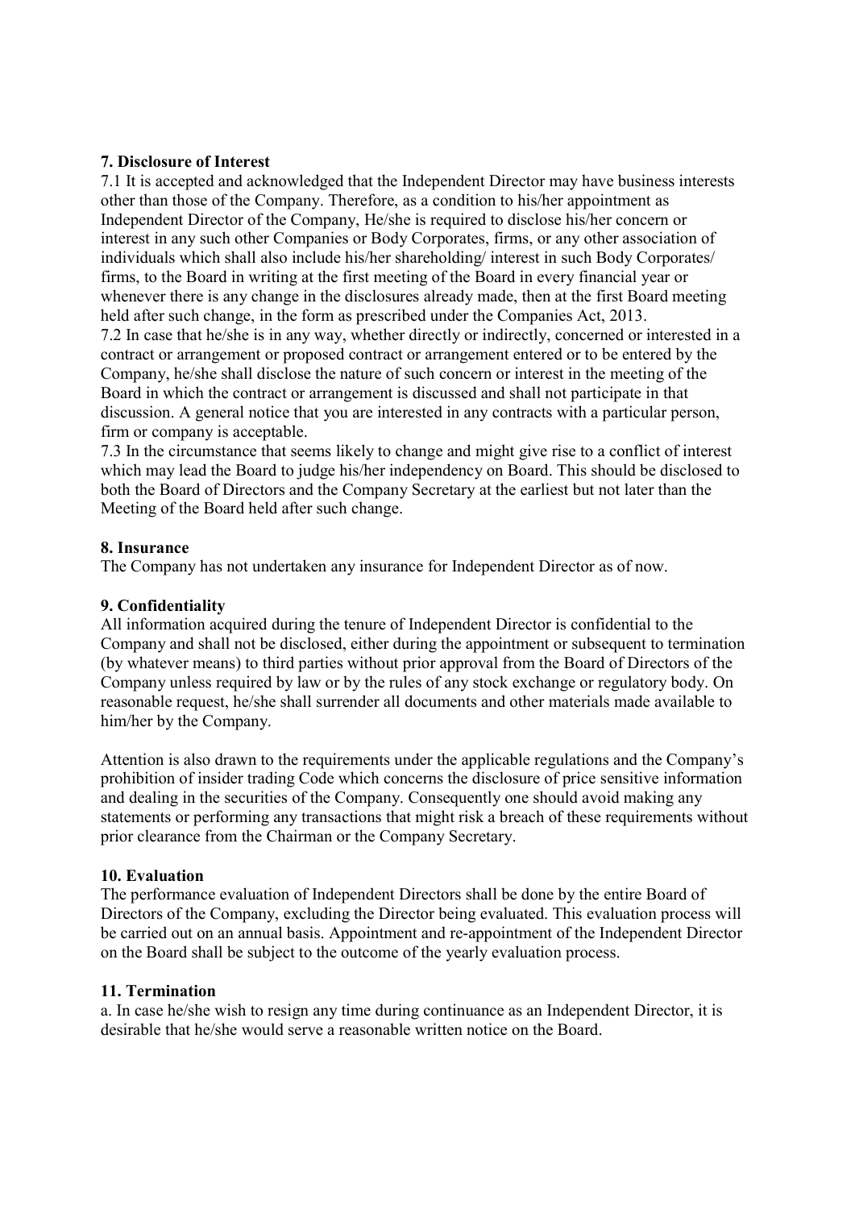**7. Disclosure of Interest**

7.1 It is accepted and acknowledged that the Independent Director may have business interests other than those of the Company. Therefore, as a condition to his/her appointment as Independent Director of the Company, He/she is required to disclose his/her concern or interest in any such other Companies or Body Corporates, firms, or any other association of individuals which shall also include his/her shareholding/ interest in such Body Corporates/ firms, to the Board in writing at the first meeting of the Board in every financial year or whenever there is any change in the disclosures already made, then at the first Board meeting held after such change, in the form as prescribed under the Companies Act, 2013.

7.2 In case that he/she is in any way, whether directly or indirectly, concerned or interested in a contract or arrangement or proposed contract or arrangement entered or to be entered by the Company, he/she shall disclose the nature of such concern or interest in the meeting of the Board in which the contract or arrangement is discussed and shall not participate in that discussion. A general notice that you are interested in any contracts with a particular person, firm or company is acceptable.

7.3 In the circumstance that seems likely to change and might give rise to a conflict of interest which may lead the Board to judge his/her independency on Board. This should be disclosed to both the Board of Directors and the Company Secretary at the earliest but not later than the Meeting of the Board held after such change.

**8. Insurance**

The Company has not undertaken any insurance for Independent Director as of now.

**9. Confidentiality**

All information acquired during the tenure of Independent Director is confidential to the Company and shall not be disclosed, either during the appointment or subsequent to termination (by whatever means) to third parties without prior approval from the Board of Directors of the Company unless required by law or by the rules of any stock exchange or regulatory body. On reasonable request, he/she shall surrender all documents and other materials made available to him/her by the Company.

Attention is also drawn to the requirements under the applicable regulations and the Company's prohibition of insider trading Code which concerns the disclosure of price sensitive information and dealing in the securities of the Company. Consequently one should avoid making any statements or performing any transactions that might risk a breach of these requirements without prior clearance from the Chairman or the Company Secretary.

**10. Evaluation**

The performance evaluation of Independent Directors shall be done by the entire Board of Directors of the Company, excluding the Director being evaluated. This evaluation process will be carried out on an annual basis. Appointment and re-appointment of the Independent Director on the Board shall be subject to the outcome of the yearly evaluation process.

**11. Termination**

a. In case he/she wish to resign any time during continuance as an Independent Director, it is desirable that he/she would serve a reasonable written notice on the Board.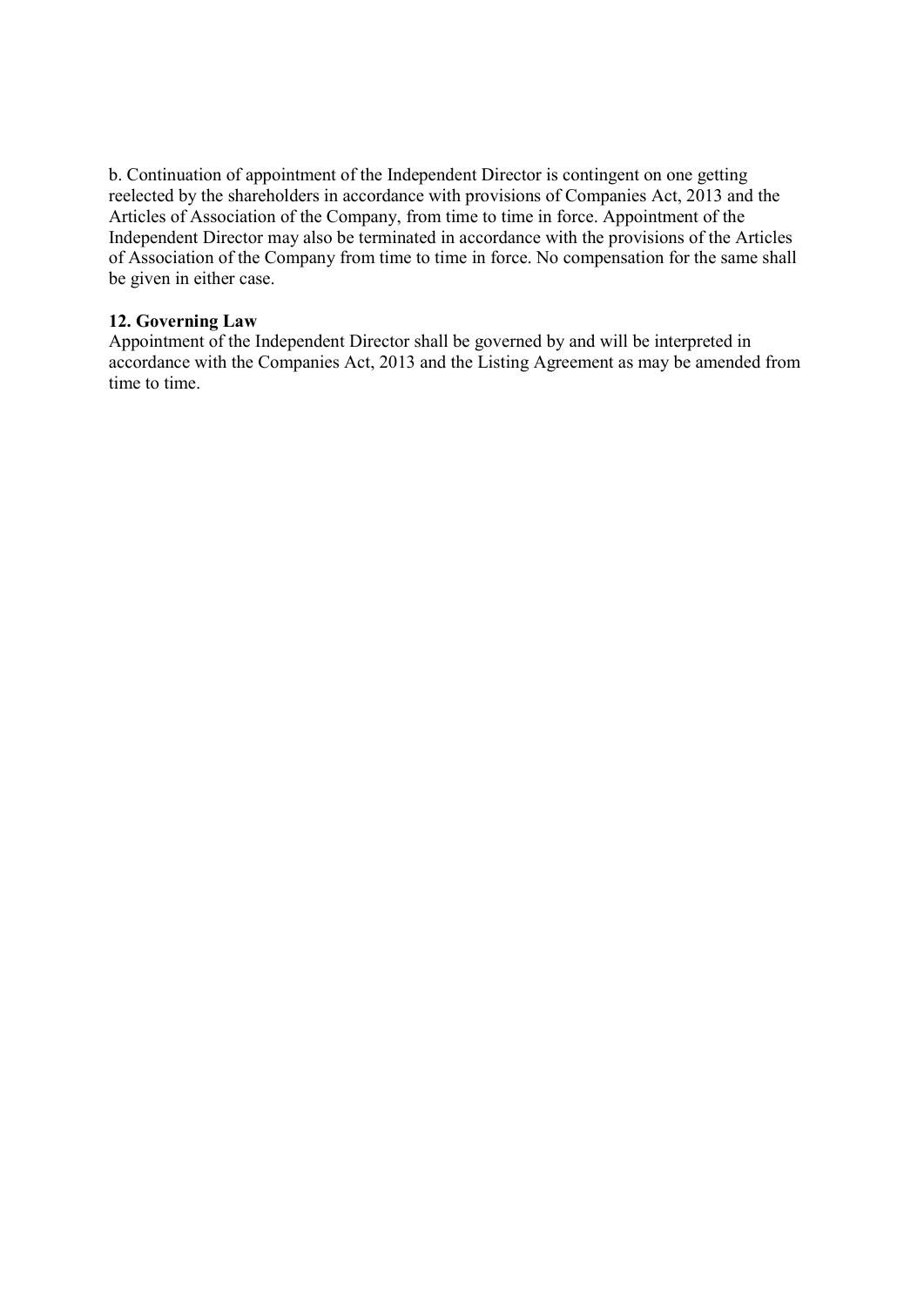b. Continuation of appointment of the Independent Director is contingent on one getting reelected by the shareholders in accordance with provisions of Companies Act, 2013 and the Articles of Association of the Company, from time to time in force. Appointment of the Independent Director may also be terminated in accordance with the provisions of the Articles of Association of the Company from time to time in force. No compensation for the same shall be given in either case.

**12. Governing Law**

Appointment of the Independent Director shall be governed by and will be interpreted in accordance with the Companies Act, 2013 and the Listing Agreement as may be amended from time to time.